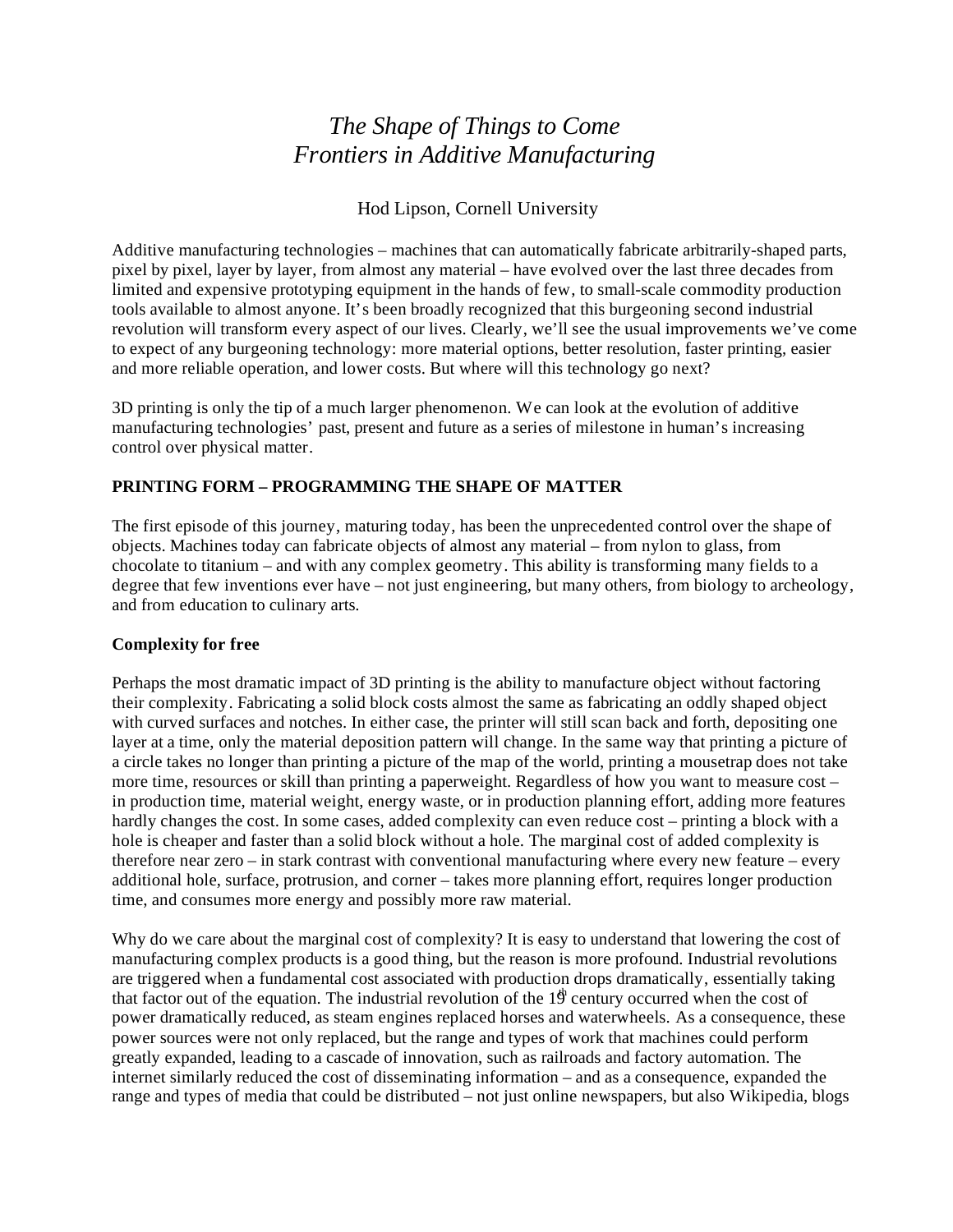# *The Shape of Things to Come*
# *Frontiers in Additive Manufacturing*

Hod Lipson, Cornell University

Additive manufacturing technologies – machines that can automatically fabricate arbitrarily-shaped parts, pixel by pixel, layer by layer, from almost any material – have evolved over the last three decades from limited and expensive prototyping equipment in the hands of few, to small-scale commodity production tools available to almost anyone. It's been broadly recognized that this burgeoning second industrial revolution will transform every aspect of our lives. Clearly, we'll see the usual improvements we've come to expect of any burgeoning technology: more material options, better resolution, faster printing, easier and more reliable operation, and lower costs. But where will this technology go next?

3D printing is only the tip of a much larger phenomenon. We can look at the evolution of additive manufacturing technologies' past, present and future as a series of milestone in human's increasing control over physical matter.

## PRINTING FORM – PROGRAMMING THE SHAPE OF MATTER

The first episode of this journey, maturing today, has been the unprecedented control over the shape of objects. Machines today can fabricate objects of almost any material – from nylon to glass, from chocolate to titanium – and with any complex geometry. This ability is transforming many fields to a degree that few inventions ever have – not just engineering, but many others, from biology to archeology, and from education to culinary arts.

### Complexity for free

Perhaps the most dramatic impact of 3D printing is the ability to manufacture object without factoring their complexity. Fabricating a solid block costs almost the same as fabricating an oddly shaped object with curved surfaces and notches. In either case, the printer will still scan back and forth, depositing one layer at a time, only the material deposition pattern will change. In the same way that printing a picture of a circle takes no longer than printing a picture of the map of the world, printing a mousetrap does not take more time, resources or skill than printing a paperweight. Regardless of how you want to measure cost – in production time, material weight, energy waste, or in production planning effort, adding more features hardly changes the cost. In some cases, added complexity can even reduce cost – printing a block with a hole is cheaper and faster than a solid block without a hole. The marginal cost of added complexity is therefore near zero – in stark contrast with conventional manufacturing where every new feature – every additional hole, surface, protrusion, and corner – takes more planning effort, requires longer production time, and consumes more energy and possibly more raw material.

Why do we care about the marginal cost of complexity? It is easy to understand that lowering the cost of manufacturing complex products is a good thing, but the reason is more profound. Industrial revolutions are triggered when a fundamental cost associated with production drops dramatically, essentially taking that factor out of the equation. The industrial revolution of the 19th century occurred when the cost of power dramatically reduced, as steam engines replaced horses and waterwheels. As a consequence, these power sources were not only replaced, but the range and types of work that machines could perform greatly expanded, leading to a cascade of innovation, such as railroads and factory automation. The internet similarly reduced the cost of disseminating information – and as a consequence, expanded the range and types of media that could be distributed – not just online newspapers, but also Wikipedia, blogs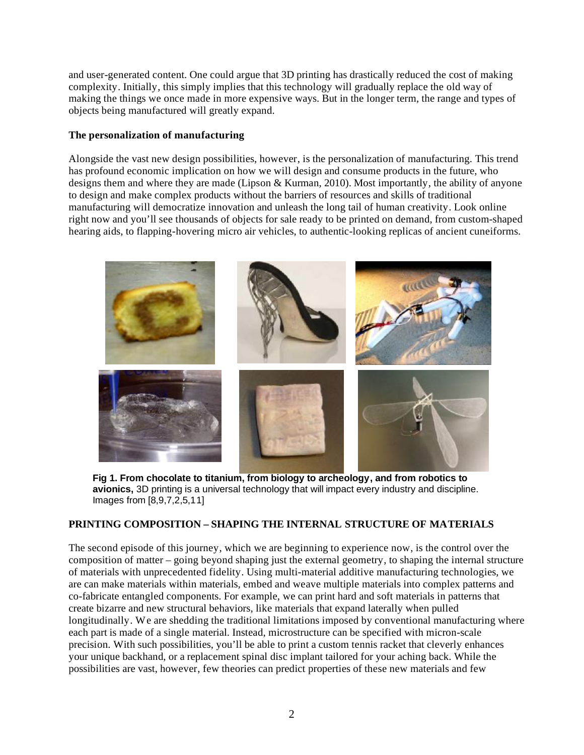and user-generated content. One could argue that 3D printing has drastically reduced the cost of making complexity. Initially, this simply implies that this technology will gradually replace the old way of making the things we once made in more expensive ways. But in the longer term, the range and types of objects being manufactured will greatly expand.

### The personalization of manufacturing

Alongside the vast new design possibilities, however, is the personalization of manufacturing. This trend has profound economic implication on how we will design and consume products in the future, who designs them and where they are made (Lipson & Kurman, 2010). Most importantly, the ability of anyone to design and make complex products without the barriers of resources and skills of traditional manufacturing will democratize innovation and unleash the long tail of human creativity. Look online right now and you'll see thousands of objects for sale ready to be printed on demand, from custom-shaped hearing aids, to flapping-hovering micro air vehicles, to authentic-looking replicas of ancient cuneiforms.

**Fig 1. From chocolate to titanium, from biology to archeology, and from robotics to avionics,** 3D printing is a universal technology that will impact every industry and discipline. Images from [8,9,7,2,5,11]

## PRINTING COMPOSITION – SHAPING THE INTERNAL STRUCTURE OF MATERIALS

The second episode of this journey, which we are beginning to experience now, is the control over the composition of matter – going beyond shaping just the external geometry, to shaping the internal structure of materials with unprecedented fidelity. Using multi-material additive manufacturing technologies, we are can make materials within materials, embed and weave multiple materials into complex patterns and co-fabricate entangled components. For example, we can print hard and soft materials in patterns that create bizarre and new structural behaviors, like materials that expand laterally when pulled longitudinally. We are shedding the traditional limitations imposed by conventional manufacturing where each part is made of a single material. Instead, microstructure can be specified with micron-scale precision. With such possibilities, you'll be able to print a custom tennis racket that cleverly enhances your unique backhand, or a replacement spinal disc implant tailored for your aching back. While the possibilities are vast, however, few theories can predict properties of these new materials and few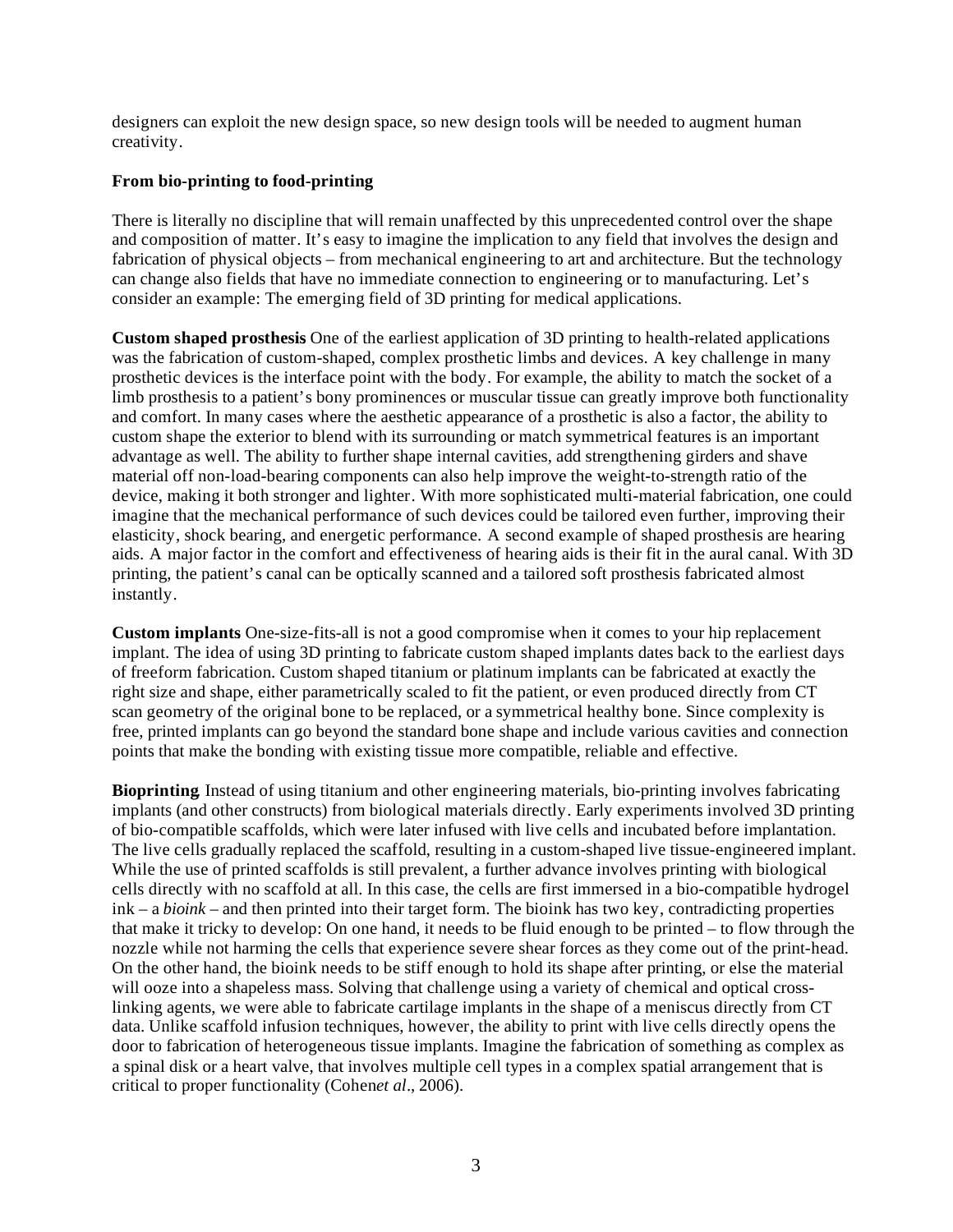designers can exploit the new design space, so new design tools will be needed to augment human creativity.

### From bio-printing to food-printing

There is literally no discipline that will remain unaffected by this unprecedented control over the shape and composition of matter. It's easy to imagine the implication to any field that involves the design and fabrication of physical objects – from mechanical engineering to art and architecture. But the technology can change also fields that have no immediate connection to engineering or to manufacturing. Let's consider an example: The emerging field of 3D printing for medical applications.

**Custom shaped prosthesis** One of the earliest application of 3D printing to health-related applications was the fabrication of custom-shaped, complex prosthetic limbs and devices. A key challenge in many prosthetic devices is the interface point with the body. For example, the ability to match the socket of a limb prosthesis to a patient's bony prominences or muscular tissue can greatly improve both functionality and comfort. In many cases where the aesthetic appearance of a prosthetic is also a factor, the ability to custom shape the exterior to blend with its surrounding or match symmetrical features is an important advantage as well. The ability to further shape internal cavities, add strengthening girders and shave material off non-load-bearing components can also help improve the weight-to-strength ratio of the device, making it both stronger and lighter. With more sophisticated multi-material fabrication, one could imagine that the mechanical performance of such devices could be tailored even further, improving their elasticity, shock bearing, and energetic performance. A second example of shaped prosthesis are hearing aids. A major factor in the comfort and effectiveness of hearing aids is their fit in the aural canal. With 3D printing, the patient's canal can be optically scanned and a tailored soft prosthesis fabricated almost instantly.

**Custom implants** One-size-fits-all is not a good compromise when it comes to your hip replacement implant. The idea of using 3D printing to fabricate custom shaped implants dates back to the earliest days of freeform fabrication. Custom shaped titanium or platinum implants can be fabricated at exactly the right size and shape, either parametrically scaled to fit the patient, or even produced directly from CT scan geometry of the original bone to be replaced, or a symmetrical healthy bone. Since complexity is free, printed implants can go beyond the standard bone shape and include various cavities and connection points that make the bonding with existing tissue more compatible, reliable and effective.

**Bioprinting** Instead of using titanium and other engineering materials, bio-printing involves fabricating implants (and other constructs) from biological materials directly. Early experiments involved 3D printing of bio-compatible scaffolds, which were later infused with live cells and incubated before implantation. The live cells gradually replaced the scaffold, resulting in a custom-shaped live tissue-engineered implant. While the use of printed scaffolds is still prevalent, a further advance involves printing with biological cells directly with no scaffold at all. In this case, the cells are first immersed in a bio-compatible hydrogel ink – a *bioink* – and then printed into their target form. The bioink has two key, contradicting properties that make it tricky to develop: On one hand, it needs to be fluid enough to be printed – to flow through the nozzle while not harming the cells that experience severe shear forces as they come out of the print-head. On the other hand, the bioink needs to be stiff enough to hold its shape after printing, or else the material will ooze into a shapeless mass. Solving that challenge using a variety of chemical and optical cross-linking agents, we were able to fabricate cartilage implants in the shape of a meniscus directly from CT data. Unlike scaffold infusion techniques, however, the ability to print with live cells directly opens the door to fabrication of heterogeneous tissue implants. Imagine the fabrication of something as complex as a spinal disk or a heart valve, that involves multiple cell types in a complex spatial arrangement that is critical to proper functionality (Cohen *et al*., 2006).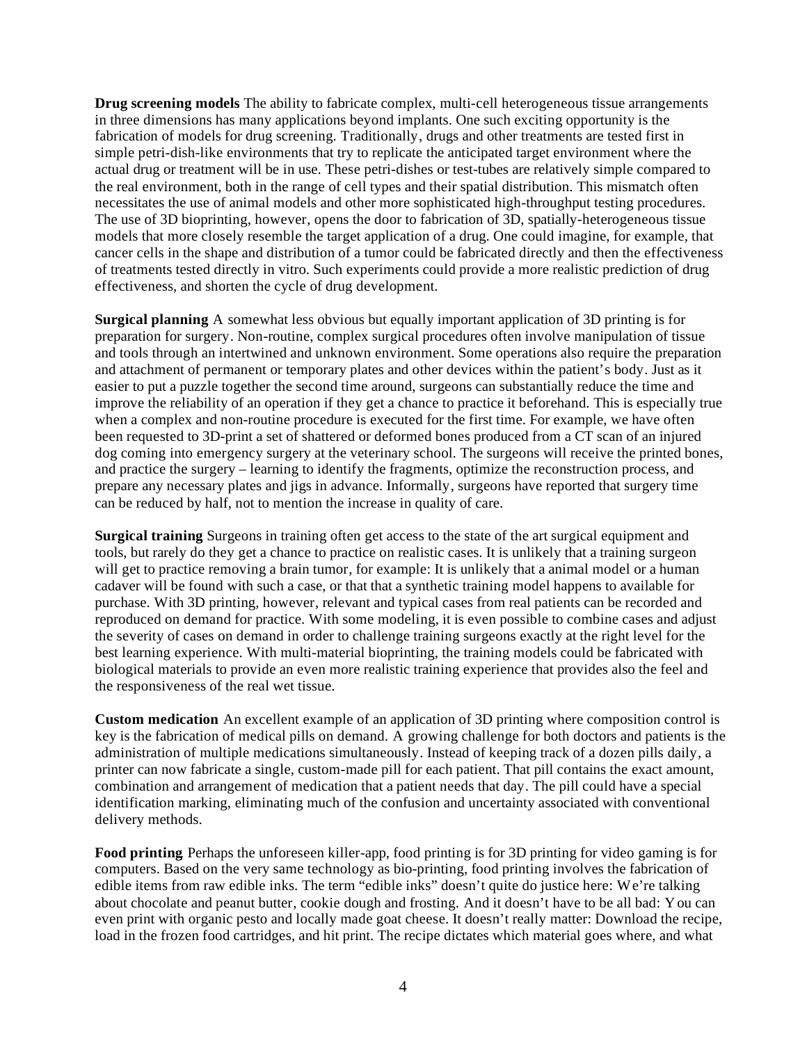**Drug screening models** The ability to fabricate complex, multi-cell heterogeneous tissue arrangements in three dimensions has many applications beyond implants. One such exciting opportunity is the fabrication of models for drug screening. Traditionally, drugs and other treatments are tested first in simple petri-dish-like environments that try to replicate the anticipated target environment where the actual drug or treatment will be in use. These petri-dishes or test-tubes are relatively simple compared to the real environment, both in the range of cell types and their spatial distribution. This mismatch often necessitates the use of animal models and other more sophisticated high-throughput testing procedures. The use of 3D bioprinting, however, opens the door to fabrication of 3D, spatially-heterogeneous tissue models that more closely resemble the target application of a drug. One could imagine, for example, that cancer cells in the shape and distribution of a tumor could be fabricated directly and then the effectiveness of treatments tested directly in vitro. Such experiments could provide a more realistic prediction of drug effectiveness, and shorten the cycle of drug development.

**Surgical planning** A somewhat less obvious but equally important application of 3D printing is for preparation for surgery. Non-routine, complex surgical procedures often involve manipulation of tissue and tools through an intertwined and unknown environment. Some operations also require the preparation and attachment of permanent or temporary plates and other devices within the patient's body. Just as it easier to put a puzzle together the second time around, surgeons can substantially reduce the time and improve the reliability of an operation if they get a chance to practice it beforehand. This is especially true when a complex and non-routine procedure is executed for the first time. For example, we have often been requested to 3D-print a set of shattered or deformed bones produced from a CT scan of an injured dog coming into emergency surgery at the veterinary school. The surgeons will receive the printed bones, and practice the surgery – learning to identify the fragments, optimize the reconstruction process, and prepare any necessary plates and jigs in advance. Informally, surgeons have reported that surgery time can be reduced by half, not to mention the increase in quality of care.

**Surgical training** Surgeons in training often get access to the state of the art surgical equipment and tools, but rarely do they get a chance to practice on realistic cases. It is unlikely that a training surgeon will get to practice removing a brain tumor, for example: It is unlikely that a animal model or a human cadaver will be found with such a case, or that that a synthetic training model happens to available for purchase. With 3D printing, however, relevant and typical cases from real patients can be recorded and reproduced on demand for practice. With some modeling, it is even possible to combine cases and adjust the severity of cases on demand in order to challenge training surgeons exactly at the right level for the best learning experience. With multi-material bioprinting, the training models could be fabricated with biological materials to provide an even more realistic training experience that provides also the feel and the responsiveness of the real wet tissue.

**Custom medication** An excellent example of an application of 3D printing where composition control is key is the fabrication of medical pills on demand. A growing challenge for both doctors and patients is the administration of multiple medications simultaneously. Instead of keeping track of a dozen pills daily, a printer can now fabricate a single, custom-made pill for each patient. That pill contains the exact amount, combination and arrangement of medication that a patient needs that day. The pill could have a special identification marking, eliminating much of the confusion and uncertainty associated with conventional delivery methods.

**Food printing** Perhaps the unforeseen killer-app, food printing is for 3D printing for video gaming is for computers. Based on the very same technology as bio-printing, food printing involves the fabrication of edible items from raw edible inks. The term "edible inks" doesn't quite do justice here: We're talking about chocolate and peanut butter, cookie dough and frosting. And it doesn't have to be all bad: You can even print with organic pesto and locally made goat cheese. It doesn't really matter: Download the recipe, load in the frozen food cartridges, and hit print. The recipe dictates which material goes where, and what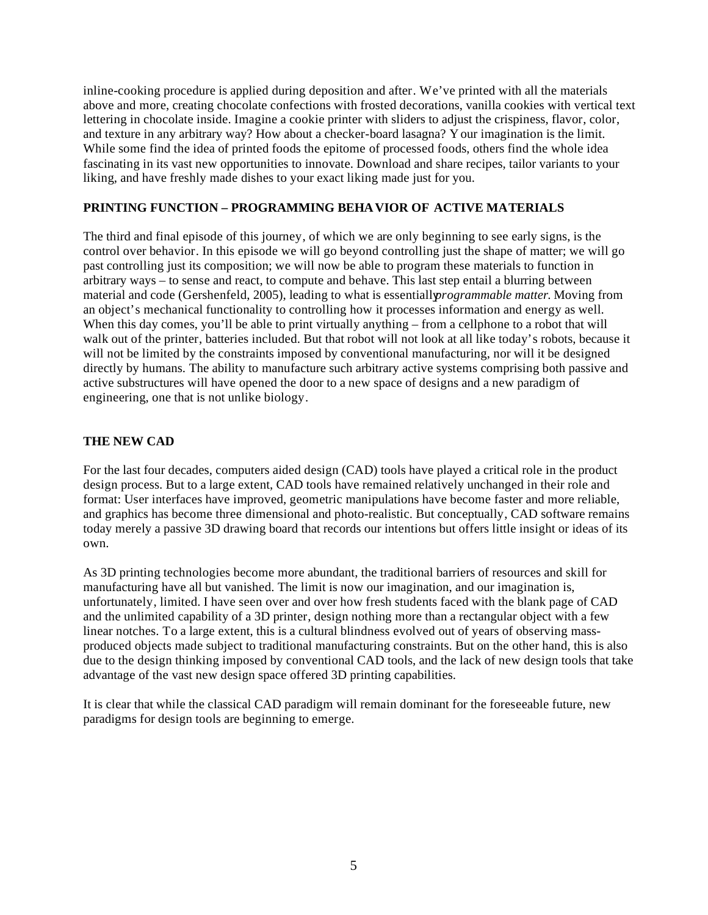inline-cooking procedure is applied during deposition and after. We've printed with all the materials above and more, creating chocolate confections with frosted decorations, vanilla cookies with vertical text lettering in chocolate inside. Imagine a cookie printer with sliders to adjust the crispiness, flavor, color, and texture in any arbitrary way? How about a checker-board lasagna? Your imagination is the limit. While some find the idea of printed foods the epitome of processed foods, others find the whole idea fascinating in its vast new opportunities to innovate. Download and share recipes, tailor variants to your liking, and have freshly made dishes to your exact liking made just for you.

## PRINTING FUNCTION – PROGRAMMING BEHAVIOR OF ACTIVE MATERIALS

The third and final episode of this journey, of which we are only beginning to see early signs, is the control over behavior. In this episode we will go beyond controlling just the shape of matter; we will go past controlling just its composition; we will now be able to program these materials to function in arbitrary ways – to sense and react, to compute and behave. This last step entail a blurring between material and code (Gershenfeld, 2005), leading to what is essentially *programmable matter*. Moving from an object's mechanical functionality to controlling how it processes information and energy as well. When this day comes, you'll be able to print virtually anything – from a cellphone to a robot that will walk out of the printer, batteries included. But that robot will not look at all like today's robots, because it will not be limited by the constraints imposed by conventional manufacturing, nor will it be designed directly by humans. The ability to manufacture such arbitrary active systems comprising both passive and active substructures will have opened the door to a new space of designs and a new paradigm of engineering, one that is not unlike biology.

## THE NEW CAD

For the last four decades, computers aided design (CAD) tools have played a critical role in the product design process. But to a large extent, CAD tools have remained relatively unchanged in their role and format: User interfaces have improved, geometric manipulations have become faster and more reliable, and graphics has become three dimensional and photo-realistic. But conceptually, CAD software remains today merely a passive 3D drawing board that records our intentions but offers little insight or ideas of its own.

As 3D printing technologies become more abundant, the traditional barriers of resources and skill for manufacturing have all but vanished. The limit is now our imagination, and our imagination is, unfortunately, limited. I have seen over and over how fresh students faced with the blank page of CAD and the unlimited capability of a 3D printer, design nothing more than a rectangular object with a few linear notches. To a large extent, this is a cultural blindness evolved out of years of observing mass-produced objects made subject to traditional manufacturing constraints. But on the other hand, this is also due to the design thinking imposed by conventional CAD tools, and the lack of new design tools that take advantage of the vast new design space offered 3D printing capabilities.

It is clear that while the classical CAD paradigm will remain dominant for the foreseeable future, new paradigms for design tools are beginning to emerge.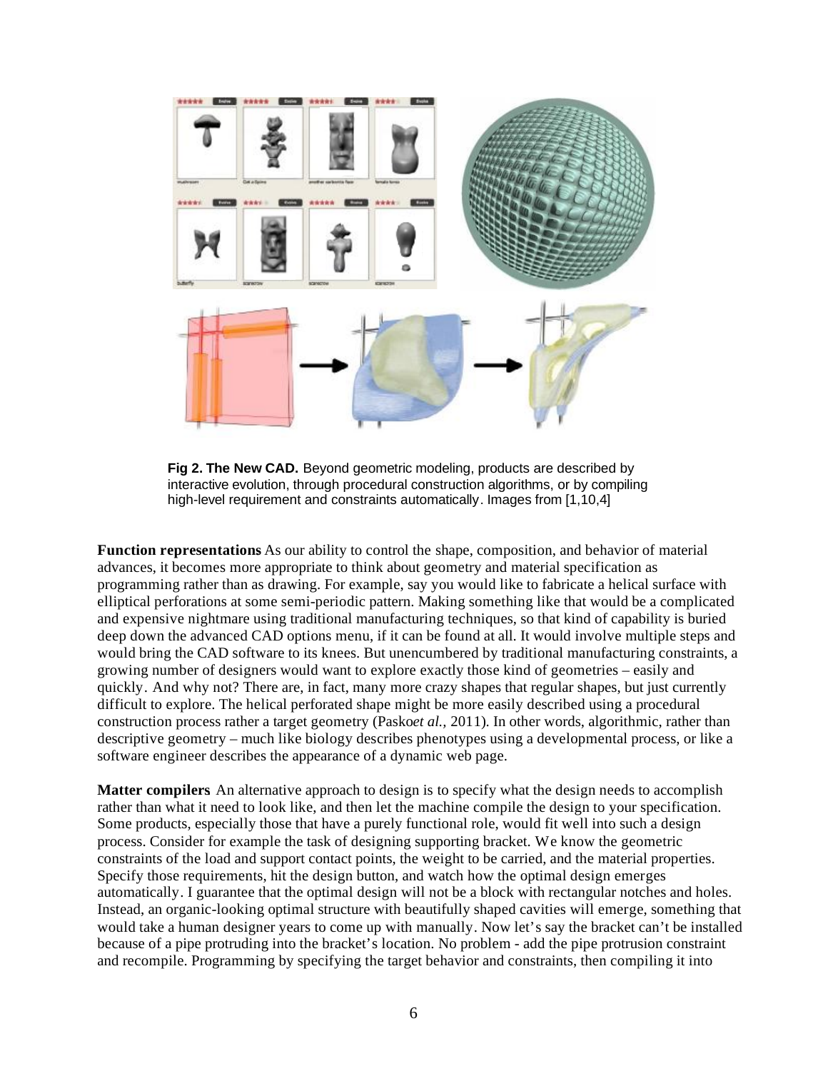**Fig 2. The New CAD.** Beyond geometric modeling, products are described by interactive evolution, through procedural construction algorithms, or by compiling high-level requirement and constraints automatically. Images from [1,10,4]

**Function representations** As our ability to control the shape, composition, and behavior of material advances, it becomes more appropriate to think about geometry and material specification as programming rather than as drawing. For example, say you would like to fabricate a helical surface with elliptical perforations at some semi-periodic pattern. Making something like that would be a complicated and expensive nightmare using traditional manufacturing techniques, so that kind of capability is buried deep down the advanced CAD options menu, if it can be found at all. It would involve multiple steps and would bring the CAD software to its knees. But unencumbered by traditional manufacturing constraints, a growing number of designers would want to explore exactly those kind of geometries – easily and quickly. And why not? There are, in fact, many more crazy shapes that regular shapes, but just currently difficult to explore. The helical perforated shape might be more easily described using a procedural construction process rather a target geometry (Pasko*et al.,* 2011). In other words, algorithmic, rather than descriptive geometry – much like biology describes phenotypes using a developmental process, or like a software engineer describes the appearance of a dynamic web page.

**Matter compilers** An alternative approach to design is to specify what the design needs to accomplish rather than what it need to look like, and then let the machine compile the design to your specification. Some products, especially those that have a purely functional role, would fit well into such a design process. Consider for example the task of designing supporting bracket. We know the geometric constraints of the load and support contact points, the weight to be carried, and the material properties. Specify those requirements, hit the design button, and watch how the optimal design emerges automatically. I guarantee that the optimal design will not be a block with rectangular notches and holes. Instead, an organic-looking optimal structure with beautifully shaped cavities will emerge, something that would take a human designer years to come up with manually. Now let's say the bracket can't be installed because of a pipe protruding into the bracket's location. No problem - add the pipe protrusion constraint and recompile. Programming by specifying the target behavior and constraints, then compiling it into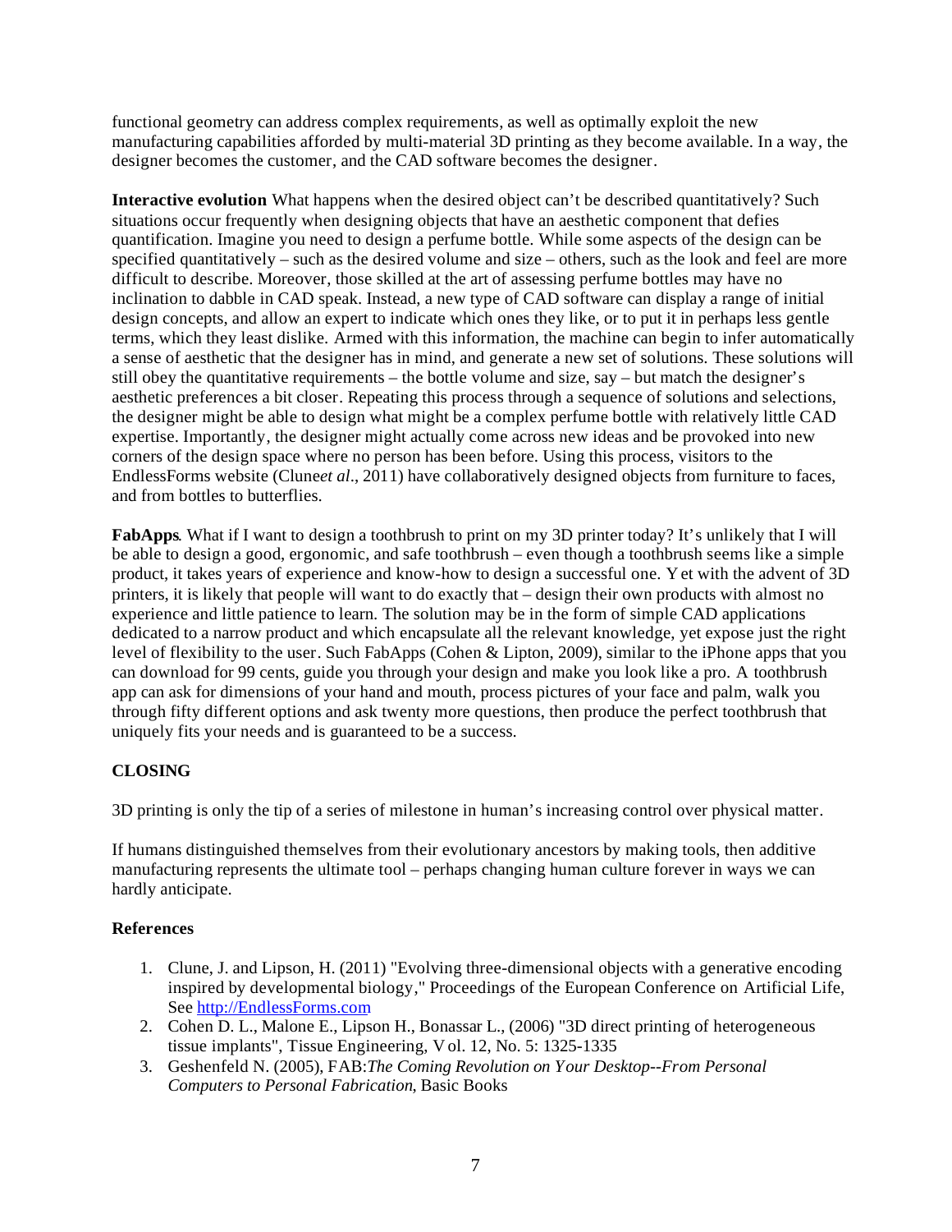functional geometry can address complex requirements, as well as optimally exploit the new manufacturing capabilities afforded by multi-material 3D printing as they become available. In a way, the designer becomes the customer, and the CAD software becomes the designer.

**Interactive evolution** What happens when the desired object can't be described quantitatively? Such situations occur frequently when designing objects that have an aesthetic component that defies quantification. Imagine you need to design a perfume bottle. While some aspects of the design can be specified quantitatively – such as the desired volume and size – others, such as the look and feel are more difficult to describe. Moreover, those skilled at the art of assessing perfume bottles may have no inclination to dabble in CAD speak. Instead, a new type of CAD software can display a range of initial design concepts, and allow an expert to indicate which ones they like, or to put it in perhaps less gentle terms, which they least dislike. Armed with this information, the machine can begin to infer automatically a sense of aesthetic that the designer has in mind, and generate a new set of solutions. These solutions will still obey the quantitative requirements – the bottle volume and size, say – but match the designer's aesthetic preferences a bit closer. Repeating this process through a sequence of solutions and selections, the designer might be able to design what might be a complex perfume bottle with relatively little CAD expertise. Importantly, the designer might actually come across new ideas and be provoked into new corners of the design space where no person has been before. Using this process, visitors to the EndlessForms website (Clune*et al*., 2011) have collaboratively designed objects from furniture to faces, and from bottles to butterflies.

**FabApps**. What if I want to design a toothbrush to print on my 3D printer today? It's unlikely that I will be able to design a good, ergonomic, and safe toothbrush – even though a toothbrush seems like a simple product, it takes years of experience and know-how to design a successful one. Yet with the advent of 3D printers, it is likely that people will want to do exactly that – design their own products with almost no experience and little patience to learn. The solution may be in the form of simple CAD applications dedicated to a narrow product and which encapsulate all the relevant knowledge, yet expose just the right level of flexibility to the user. Such FabApps (Cohen & Lipton, 2009), similar to the iPhone apps that you can download for 99 cents, guide you through your design and make you look like a pro. A toothbrush app can ask for dimensions of your hand and mouth, process pictures of your face and palm, walk you through fifty different options and ask twenty more questions, then produce the perfect toothbrush that uniquely fits your needs and is guaranteed to be a success.

## CLOSING

3D printing is only the tip of a series of milestone in human's increasing control over physical matter.

If humans distinguished themselves from their evolutionary ancestors by making tools, then additive manufacturing represents the ultimate tool – perhaps changing human culture forever in ways we can hardly anticipate.

## References

1. Clune, J. and Lipson, H. (2011) "Evolving three-dimensional objects with a generative encoding inspired by developmental biology," Proceedings of the European Conference on Artificial Life, See http://EndlessForms.com
2. Cohen D. L., Malone E., Lipson H., Bonassar L., (2006) "3D direct printing of heterogeneous tissue implants", Tissue Engineering, Vol. 12, No. 5: 1325-1335
3. Geshenfeld N. (2005), FAB:*The Coming Revolution on Your Desktop--From Personal Computers to Personal Fabrication*, Basic Books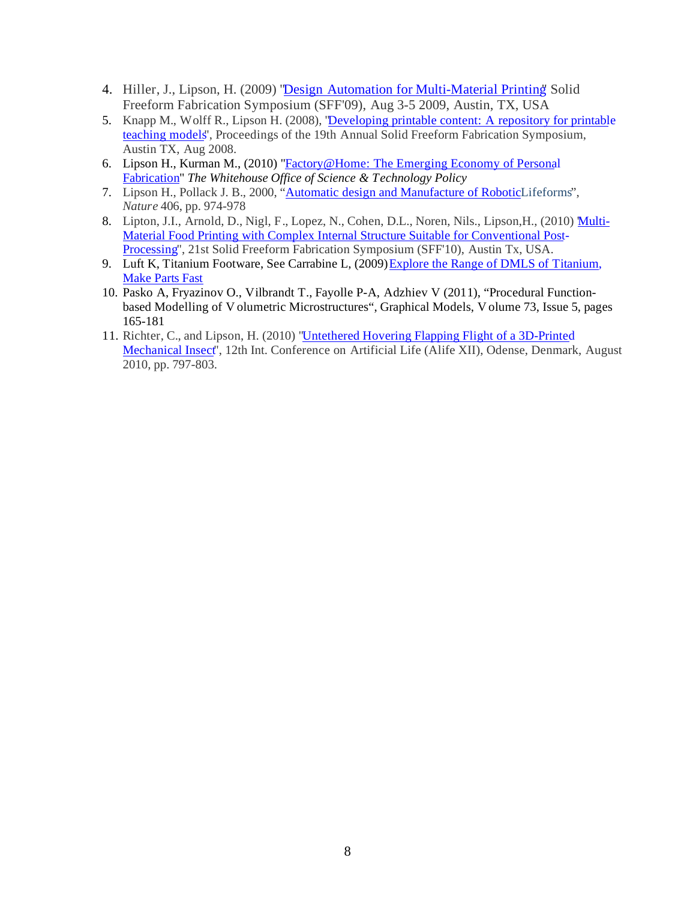4. Hiller, J., Lipson, H. (2009) "Design Automation for Multi-Material Printing" Solid Freeform Fabrication Symposium (SFF'09), Aug 3-5 2009, Austin, TX, USA
5. Knapp M., Wolff R., Lipson H. (2008), "Developing printable content: A repository for printable teaching models", Proceedings of the 19th Annual Solid Freeform Fabrication Symposium, Austin TX, Aug 2008.
6. Lipson H., Kurman M., (2010) "Factory@Home: The Emerging Economy of Personal Fabrication" *The Whitehouse Office of Science & Technology Policy*
7. Lipson H., Pollack J. B., 2000, "Automatic design and Manufacture of Robotic Lifeforms", *Nature* 406, pp. 974-978
8. Lipton, J.I., Arnold, D., Nigl, F., Lopez, N., Cohen, D.L., Noren, Nils., Lipson,H., (2010) "Multi-Material Food Printing with Complex Internal Structure Suitable for Conventional Post-Processing", 21st Solid Freeform Fabrication Symposium (SFF'10), Austin Tx, USA.
9. Luft K, Titanium Footware, See Carrabine L, (2009) Explore the Range of DMLS of Titanium, Make Parts Fast
10. Pasko A, Fryazinov O., Vilbrandt T., Fayolle P-A, Adzhiev V (2011), "Procedural Function-based Modelling of Volumetric Microstructures", Graphical Models, Volume 73, Issue 5, pages 165-181
11. Richter, C., and Lipson, H. (2010) "Untethered Hovering Flapping Flight of a 3D-Printed Mechanical Insect", 12th Int. Conference on Artificial Life (Alife XII), Odense, Denmark, August 2010, pp. 797-803.